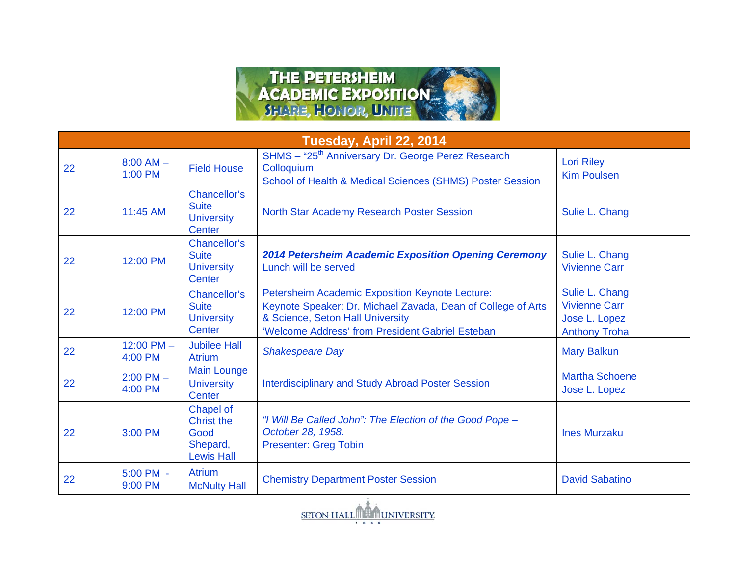# THE PETERSHEIM ACADEMIC EXPOSITION

## SHARE, HONOR, UNITE

| Tuesday, April 22, 2014 | | | | |
|---|---|---|---|---|
| 22 | 8:00 AM – 1:00 PM | Field House | SHMS – "25th Anniversary Dr. George Perez Research Colloquium<br>School of Health & Medical Sciences (SHMS) Poster Session | Lori Riley<br>Kim Poulsen |
| 22 | 11:45 AM | Chancellor's Suite University Center | North Star Academy Research Poster Session | Sulie L. Chang |
| 22 | 12:00 PM | Chancellor's Suite University Center | ***2014 Petersheim Academic Exposition Opening Ceremony***<br>Lunch will be served | Sulie L. Chang<br>Vivienne Carr |
| 22 | 12:00 PM | Chancellor's Suite University Center | Petersheim Academic Exposition Keynote Lecture:<br>Keynote Speaker: Dr. Michael Zavada, Dean of College of Arts & Science, Seton Hall University<br>'Welcome Address' from President Gabriel Esteban | Sulie L. Chang<br>Vivienne Carr<br>Jose L. Lopez<br>Anthony Troha |
| 22 | 12:00 PM – 4:00 PM | Jubilee Hall Atrium | *Shakespeare Day* | Mary Balkun |
| 22 | 2:00 PM – 4:00 PM | Main Lounge University Center | Interdisciplinary and Study Abroad Poster Session | Martha Schoene<br>Jose L. Lopez |
| 22 | 3:00 PM | Chapel of Christ the Good Shepard, Lewis Hall | *"I Will Be Called John": The Election of the Good Pope – October 28, 1958.*<br>Presenter: Greg Tobin | Ines Murzaku |
| 22 | 5:00 PM - 9:00 PM | Atrium McNulty Hall | Chemistry Department Poster Session | David Sabatino |

SETON HALL UNIVERSITY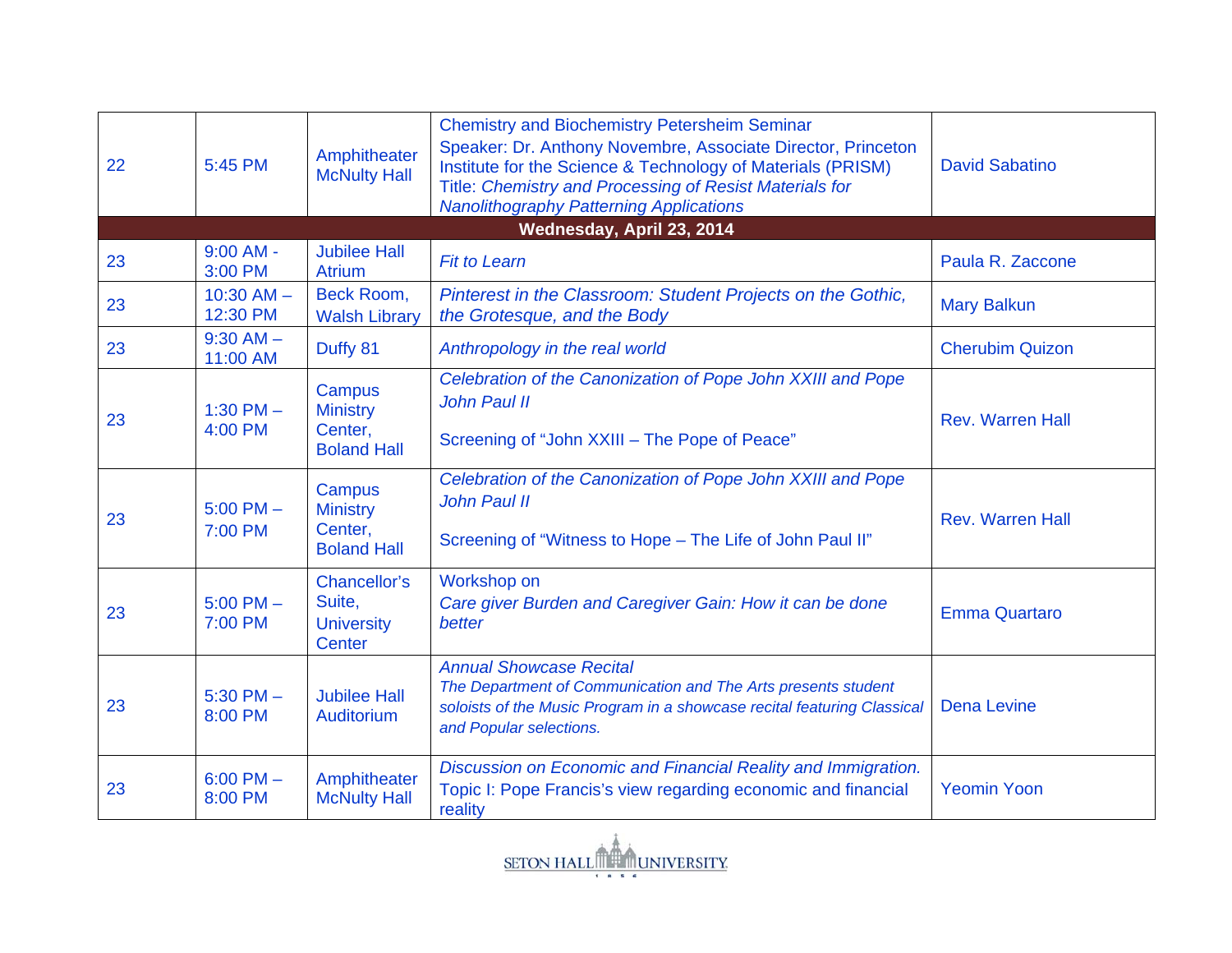| | | | | |
|---|---|---|---|---|
| 22 | 5:45 PM | Amphitheater McNulty Hall | Chemistry and Biochemistry Petersheim Seminar<br>Speaker: Dr. Anthony Novembre, Associate Director, Princeton Institute for the Science & Technology of Materials (PRISM)<br>Title: *Chemistry and Processing of Resist Materials for Nanolithography Patterning Applications* | David Sabatino |
| **Wednesday, April 23, 2014** | | | | |
| 23 | 9:00 AM - 3:00 PM | Jubilee Hall Atrium | *Fit to Learn* | Paula R. Zaccone |
| 23 | 10:30 AM – 12:30 PM | Beck Room, Walsh Library | *Pinterest in the Classroom: Student Projects on the Gothic, the Grotesque, and the Body* | Mary Balkun |
| 23 | 9:30 AM – 11:00 AM | Duffy 81 | *Anthropology in the real world* | Cherubim Quizon |
| 23 | 1:30 PM – 4:00 PM | Campus Ministry Center, Boland Hall | *Celebration of the Canonization of Pope John XXIII and Pope John Paul II*<br><br>Screening of “John XXIII – The Pope of Peace” | Rev. Warren Hall |
| 23 | 5:00 PM – 7:00 PM | Campus Ministry Center, Boland Hall | *Celebration of the Canonization of Pope John XXIII and Pope John Paul II*<br><br>Screening of “Witness to Hope – The Life of John Paul II” | Rev. Warren Hall |
| 23 | 5:00 PM – 7:00 PM | Chancellor’s Suite, University Center | Workshop on<br>*Care giver Burden and Caregiver Gain: How it can be done better* | Emma Quartaro |
| 23 | 5:30 PM – 8:00 PM | Jubilee Hall Auditorium | *Annual Showcase Recital*<br>*The Department of Communication and The Arts presents student soloists of the Music Program in a showcase recital featuring Classical and Popular selections.* | Dena Levine |
| 23 | 6:00 PM – 8:00 PM | Amphitheater McNulty Hall | *Discussion on Economic and Financial Reality and Immigration.*<br>Topic I: Pope Francis’s view regarding economic and financial reality | Yeomin Yoon |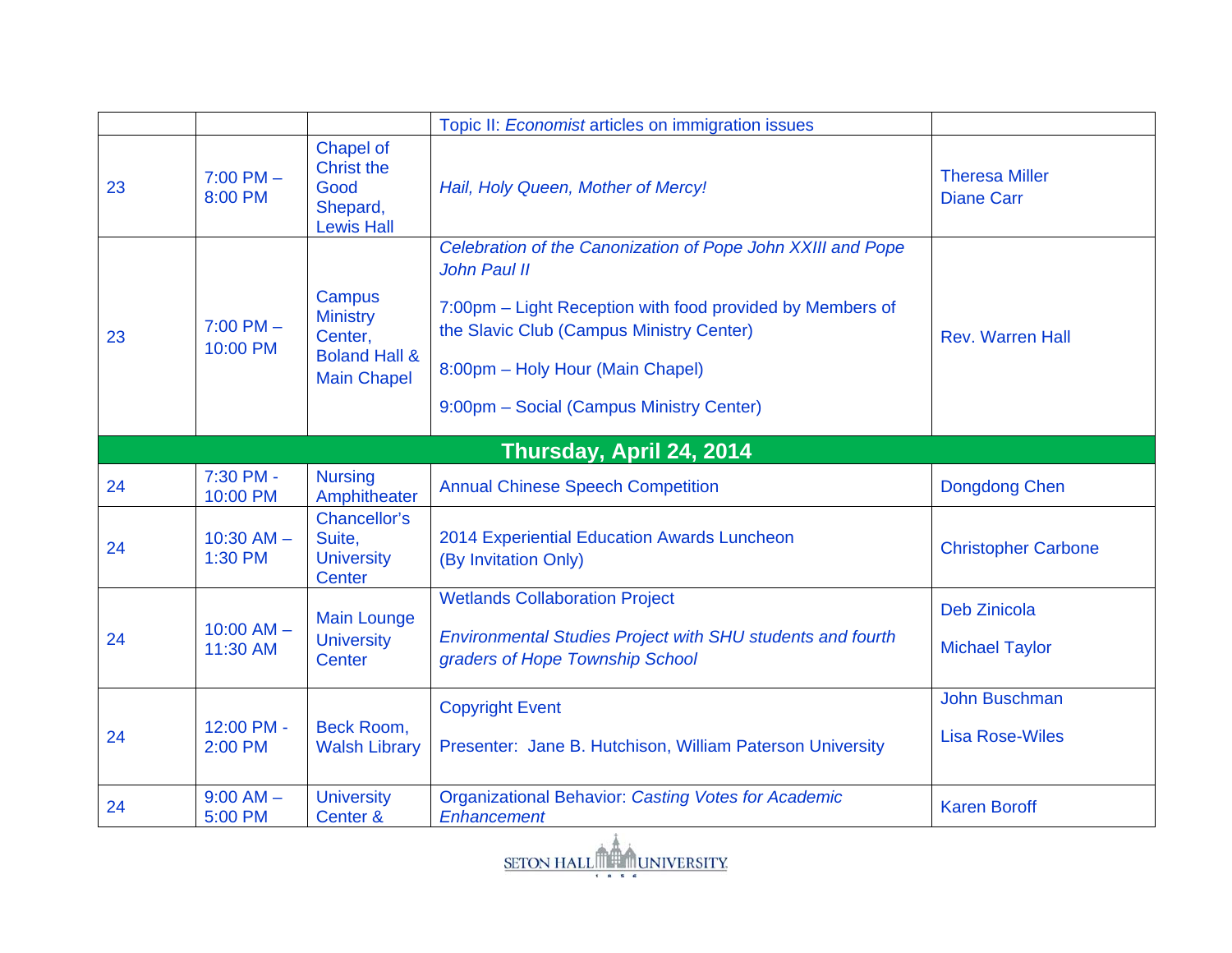| | | | | |
|---|---|---|---|---|
| | | | Topic II: *Economist* articles on immigration issues | |
| 23 | 7:00 PM – 8:00 PM | Chapel of Christ the Good Shepard, Lewis Hall | *Hail, Holy Queen, Mother of Mercy!* | Theresa Miller<br>Diane Carr |
| 23 | 7:00 PM – 10:00 PM | Campus Ministry Center, Boland Hall & Main Chapel | *Celebration of the Canonization of Pope John XXIII and Pope John Paul II*<br><br>7:00pm – Light Reception with food provided by Members of the Slavic Club (Campus Ministry Center)<br><br>8:00pm – Holy Hour (Main Chapel)<br><br>9:00pm – Social (Campus Ministry Center) | Rev. Warren Hall |
| **Thursday, April 24, 2014** | | | | |
| 24 | 7:30 PM - 10:00 PM | Nursing Amphitheater | Annual Chinese Speech Competition | Dongdong Chen |
| 24 | 10:30 AM – 1:30 PM | Chancellor's Suite, University Center | 2014 Experiential Education Awards Luncheon (By Invitation Only) | Christopher Carbone |
| 24 | 10:00 AM – 11:30 AM | Main Lounge University Center | Wetlands Collaboration Project<br><br>*Environmental Studies Project with SHU students and fourth graders of Hope Township School* | Deb Zinicola<br><br>Michael Taylor |
| 24 | 12:00 PM - 2:00 PM | Beck Room, Walsh Library | Copyright Event<br><br>Presenter: Jane B. Hutchison, William Paterson University | John Buschman<br><br>Lisa Rose-Wiles |
| 24 | 9:00 AM – 5:00 PM | University Center & | Organizational Behavior: *Casting Votes for Academic Enhancement* | Karen Boroff |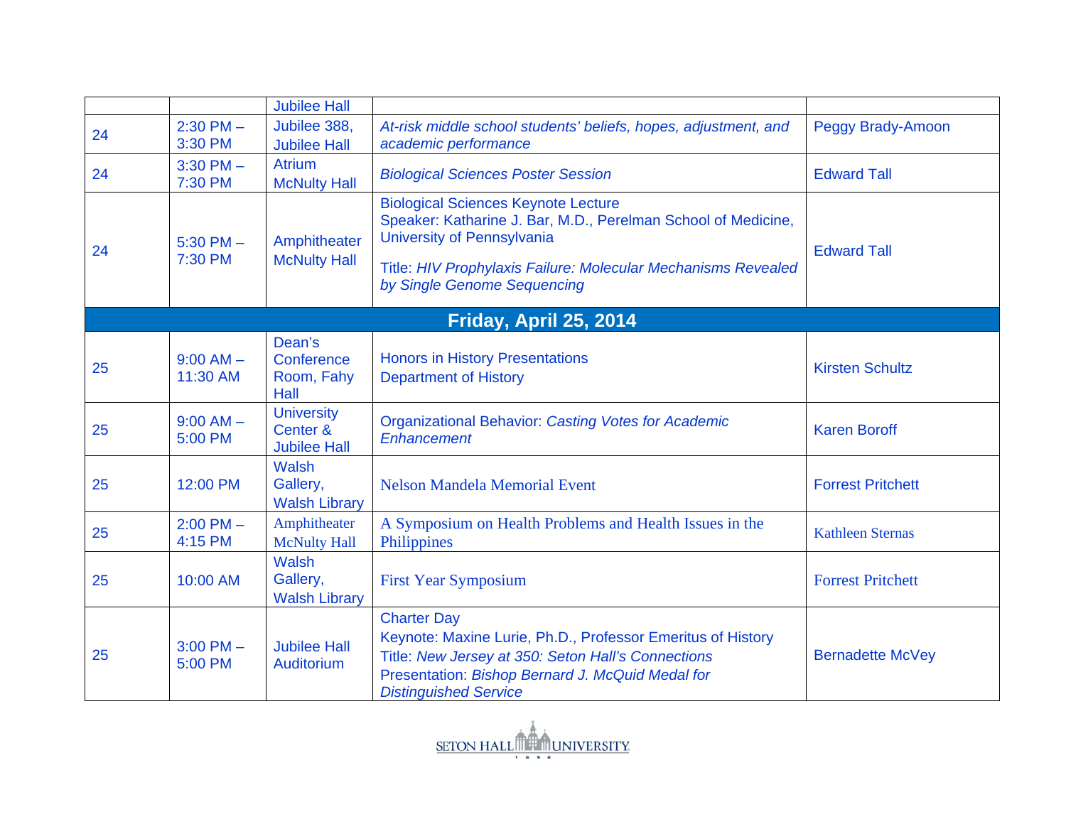|  |  |  |  |  |
|---|---|---|---|---|
|  |  | Jubilee Hall |  |  |
| 24 | 2:30 PM – 3:30 PM | Jubilee 388, Jubilee Hall | *At-risk middle school students' beliefs, hopes, adjustment, and academic performance* | Peggy Brady-Amoon |
| 24 | 3:30 PM – 7:30 PM | Atrium McNulty Hall | *Biological Sciences Poster Session* | Edward Tall |
| 24 | 5:30 PM – 7:30 PM | Amphitheater McNulty Hall | Biological Sciences Keynote Lecture<br>Speaker: Katharine J. Bar, M.D., Perelman School of Medicine, University of Pennsylvania<br><br>Title: *HIV Prophylaxis Failure: Molecular Mechanisms Revealed by Single Genome Sequencing* | Edward Tall |
| **Friday, April 25, 2014** |  |  |  |  |
| 25 | 9:00 AM – 11:30 AM | Dean's Conference Room, Fahy Hall | Honors in History Presentations<br>Department of History | Kirsten Schultz |
| 25 | 9:00 AM – 5:00 PM | University Center & Jubilee Hall | Organizational Behavior: *Casting Votes for Academic Enhancement* | Karen Boroff |
| 25 | 12:00 PM | Walsh Gallery, Walsh Library | Nelson Mandela Memorial Event | Forrest Pritchett |
| 25 | 2:00 PM – 4:15 PM | Amphitheater McNulty Hall | A Symposium on Health Problems and Health Issues in the Philippines | Kathleen Sternas |
| 25 | 10:00 AM | Walsh Gallery, Walsh Library | First Year Symposium | Forrest Pritchett |
| 25 | 3:00 PM – 5:00 PM | Jubilee Hall Auditorium | Charter Day<br>Keynote: Maxine Lurie, Ph.D., Professor Emeritus of History<br>Title: *New Jersey at 350: Seton Hall's Connections*<br>Presentation: *Bishop Bernard J. McQuid Medal for Distinguished Service* | Bernadette McVey |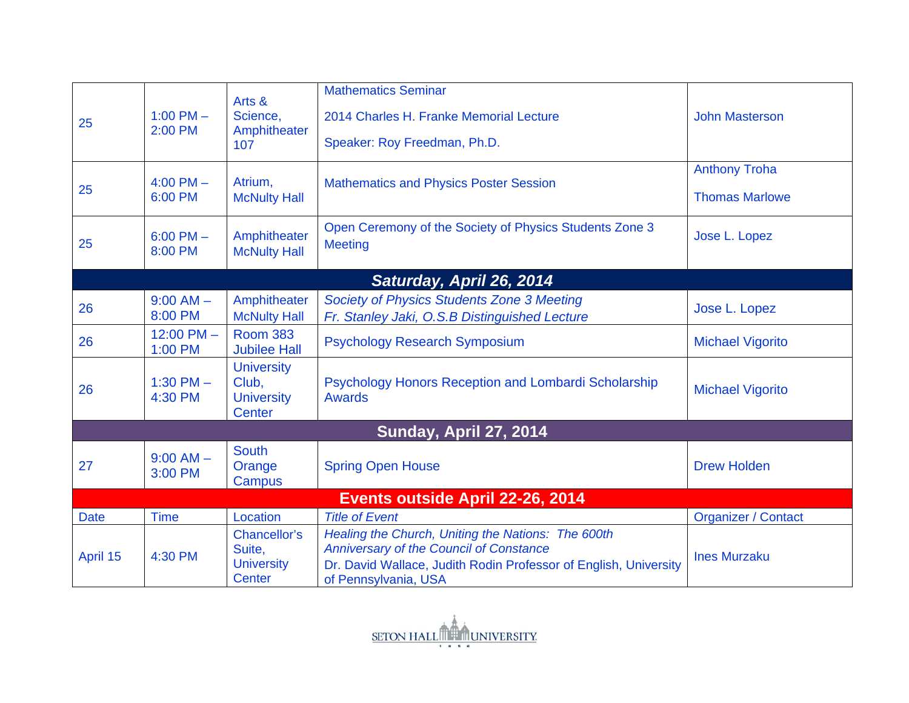| | | | | |
|---|---|---|---|---|
| 25 | 1:00 PM – 2:00 PM | Arts & Science, Amphitheater 107 | Mathematics Seminar<br>2014 Charles H. Franke Memorial Lecture<br>Speaker: Roy Freedman, Ph.D. | John Masterson |
| 25 | 4:00 PM – 6:00 PM | Atrium, McNulty Hall | Mathematics and Physics Poster Session | Anthony Troha<br>Thomas Marlowe |
| 25 | 6:00 PM – 8:00 PM | Amphitheater McNulty Hall | Open Ceremony of the Society of Physics Students Zone 3 Meeting | Jose L. Lopez |
| | | | ***Saturday, April 26, 2014*** | |
| 26 | 9:00 AM – 8:00 PM | Amphitheater McNulty Hall | *Society of Physics Students Zone 3 Meeting*<br>*Fr. Stanley Jaki, O.S.B Distinguished Lecture* | Jose L. Lopez |
| 26 | 12:00 PM – 1:00 PM | Room 383 Jubilee Hall | Psychology Research Symposium | Michael Vigorito |
| 26 | 1:30 PM – 4:30 PM | University Club, University Center | Psychology Honors Reception and Lombardi Scholarship Awards | Michael Vigorito |
| | | | **Sunday, April 27, 2014** | |
| 27 | 9:00 AM – 3:00 PM | South Orange Campus | Spring Open House | Drew Holden |
| | | | **Events outside April 22-26, 2014** | |
| Date | Time | Location | *Title of Event* | Organizer / Contact |
| April 15 | 4:30 PM | Chancellor's Suite, University Center | *Healing the Church, Uniting the Nations: The 600th Anniversary of the Council of Constance*<br>Dr. David Wallace, Judith Rodin Professor of English, University of Pennsylvania, USA | Ines Murzaku |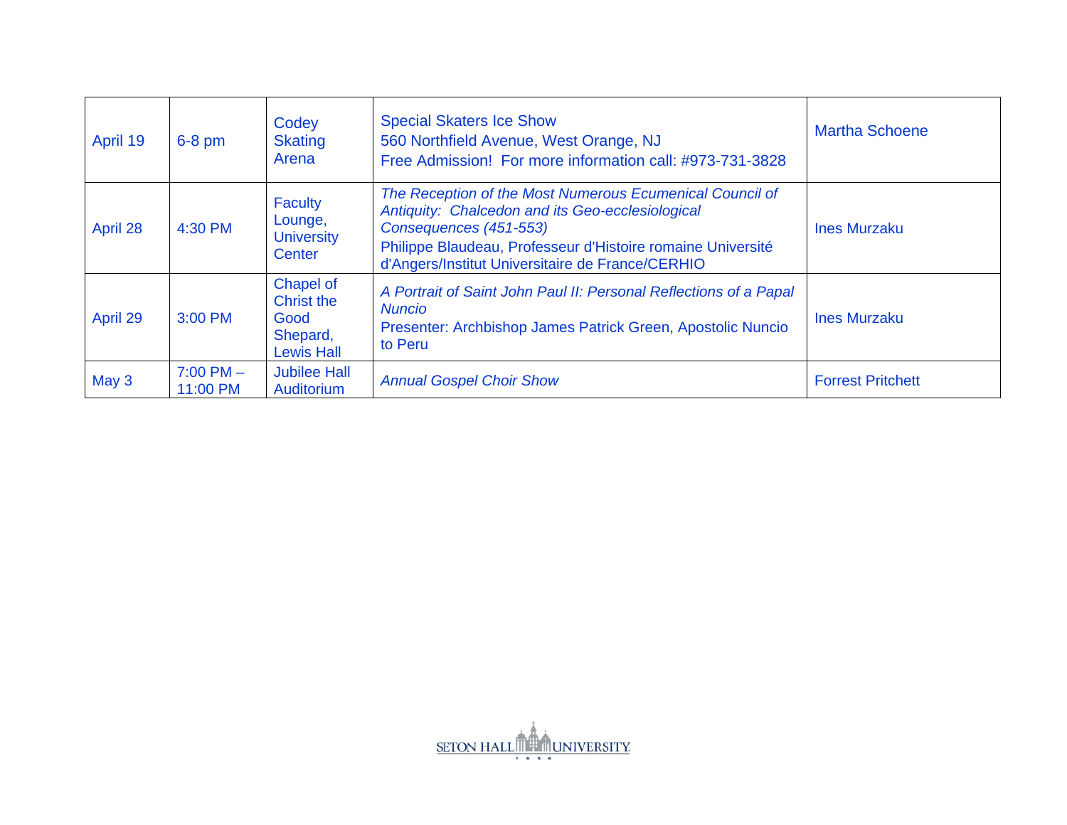| | | | | |
|---|---|---|---|---|
| April 19 | 6-8 pm | Codey Skating Arena | Special Skaters Ice Show<br>560 Northfield Avenue, West Orange, NJ<br>Free Admission! For more information call: #973-731-3828 | Martha Schoene |
| April 28 | 4:30 PM | Faculty Lounge, University Center | *The Reception of the Most Numerous Ecumenical Council of Antiquity: Chalcedon and its Geo-ecclesiological Consequences (451-553)*<br>Philippe Blaudeau, Professeur d'Histoire romaine Université d'Angers/Institut Universitaire de France/CERHIO | Ines Murzaku |
| April 29 | 3:00 PM | Chapel of Christ the Good Shepard, Lewis Hall | *A Portrait of Saint John Paul II: Personal Reflections of a Papal Nuncio*<br>Presenter: Archbishop James Patrick Green, Apostolic Nuncio to Peru | Ines Murzaku |
| May 3 | 7:00 PM – 11:00 PM | Jubilee Hall Auditorium | *Annual Gospel Choir Show* | Forrest Pritchett |